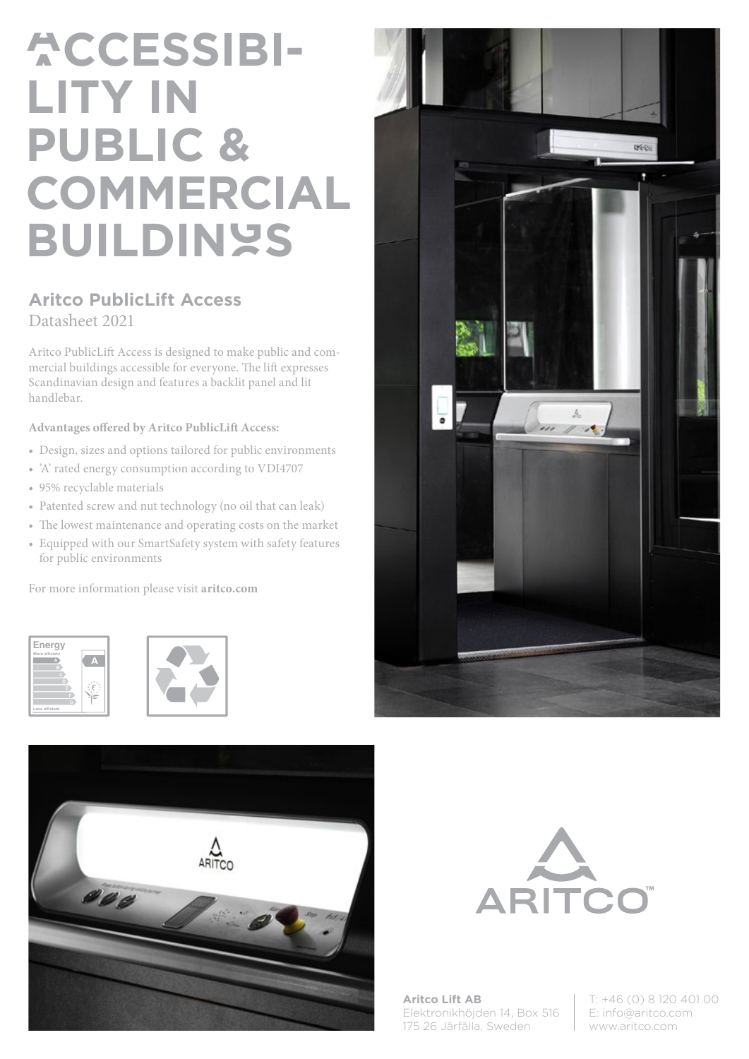# ACCESSIBILITY IN PUBLIC & COMMERCIAL BUILDINGS

## Aritco PublicLift Access

Datasheet 2021

Aritco PublicLift Access is designed to make public and commercial buildings accessible for everyone. The lift expresses Scandinavian design and features a backlit panel and lit handlebar.

**Advantages offered by Aritco PublicLift Access:**

- Design, sizes and options tailored for public environments
- 'A' rated energy consumption according to VDI4707
- 95% recyclable materials
- Patented screw and nut technology (no oil that can leak)
- The lowest maintenance and operating costs on the market
- Equipped with our SmartSafety system with safety features for public environments

For more information please visit **aritco.com**

**Aritco Lift AB**
Elektronikhöjden 14, Box 516
175 26 Järfälla, Sweden

T: +46 (0) 8 120 401 00
E: info@aritco.com
www.aritco.com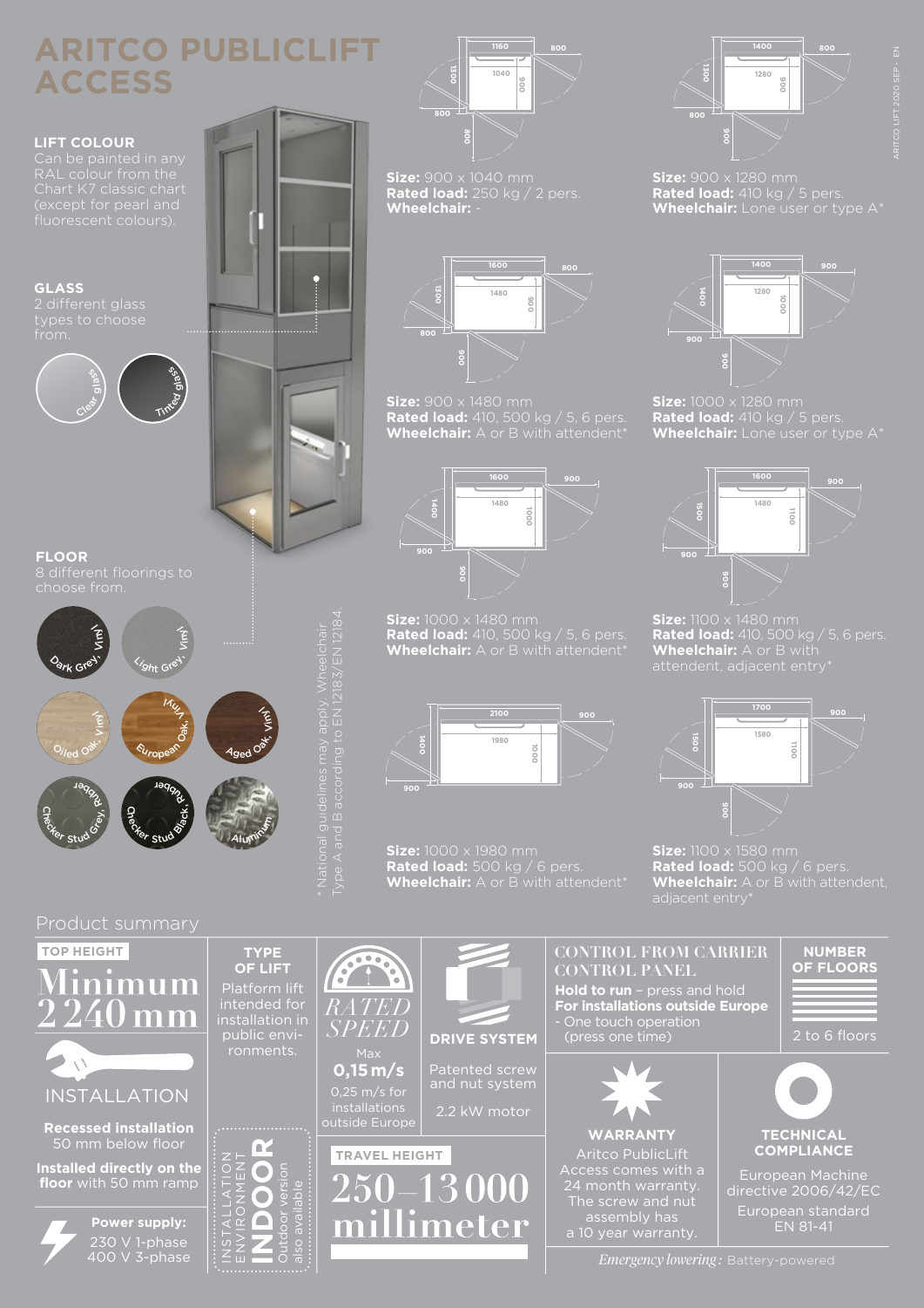# ARITCO PUBLICLIFT ACCESS

**LIFT COLOUR**
Can be painted in any RAL colour from the Chart K7 classic chart (except for pearl and fluorescent colours).

**GLASS**
2 different glass types to choose from.

Clear glass
Tinted glass

**FLOOR**
8 different floorings to choose from.

Dark Grey, Vinyl
Light Grey, Vinyl
Oiled Oak, Vinyl
European Oak, Vinyl
Aged Oak, Vinyl
Checker Stud Grey, Rubber
Checker Stud Black, Rubber
Aluminium

1160
800
1300
1040
900
800
800

**Size:** 900 x 1040 mm
**Rated load:** 250 kg / 2 pers.
**Wheelchair:** -

1400
800
1300
1280
900
800
900

**Size:** 900 x 1280 mm
**Rated load:** 410 kg / 5 pers.
**Wheelchair:** Lone user or type A*

1600
800
1300
1480
900
800
900

**Size:** 900 x 1480 mm
**Rated load:** 410, 500 kg / 5, 6 pers.
**Wheelchair:** A or B with attendent*

1400
900
1400
1280
1000
900
900

**Size:** 1000 x 1280 mm
**Rated load:** 410 kg / 5 pers.
**Wheelchair:** Lone user or type A*

1600
900
1400
1480
1000
900
900

**Size:** 1000 x 1480 mm
**Rated load:** 410, 500 kg / 5, 6 pers.
**Wheelchair:** A or B with attendent*

1600
900
1500
1480
1100
900
900

**Size:** 1100 x 1480 mm
**Rated load:** 410, 500 kg / 5, 6 pers.
**Wheelchair:** A or B with attendent, adjacent entry*

2100
900
1400
1980
1000
900

**Size:** 1000 x 1980 mm
**Rated load:** 500 kg / 6 pers.
**Wheelchair:** A or B with attendent*

1700
900
1500
1580
1100
900
900

**Size:** 1100 x 1580 mm
**Rated load:** 500 kg / 6 pers.
**Wheelchair:** A or B with attendent, adjacent entry*

* National guidelines may apply. Wheelchair Type A and B according to EN 12183/EN 12184.

## Product summary

**TOP HEIGHT**
Minimum 2 240 mm

**INSTALLATION**
**Recessed installation** 50 mm below floor
**Installed directly on the floor** with 50 mm ramp

**Power supply:**
230 V 1-phase
400 V 3-phase

**TYPE OF LIFT**
Platform lift intended for installation in public environments.

INSTALLATION ENVIRONMENT **INDOOR**
Outdoor version also available

*RATED SPEED*
Max **0,15 m/s**
0,25 m/s for installations outside Europe

**DRIVE SYSTEM**
Patented screw and nut system
2.2 kW motor

**TRAVEL HEIGHT**
**250–13 000 millimeter**

**CONTROL FROM CARRIER CONTROL PANEL**
**Hold to run** – press and hold
**For installations outside Europe**
- One touch operation (press one time)

**NUMBER OF FLOORS**
2 to 6 floors

**WARRANTY**
Aritco PublicLift Access comes with a 24 month warranty. The screw and nut assembly has a 10 year warranty.

**TECHNICAL COMPLIANCE**
European Machine directive 2006/42/EC
European standard EN 81-41

*Emergency lowering:* Battery-powered